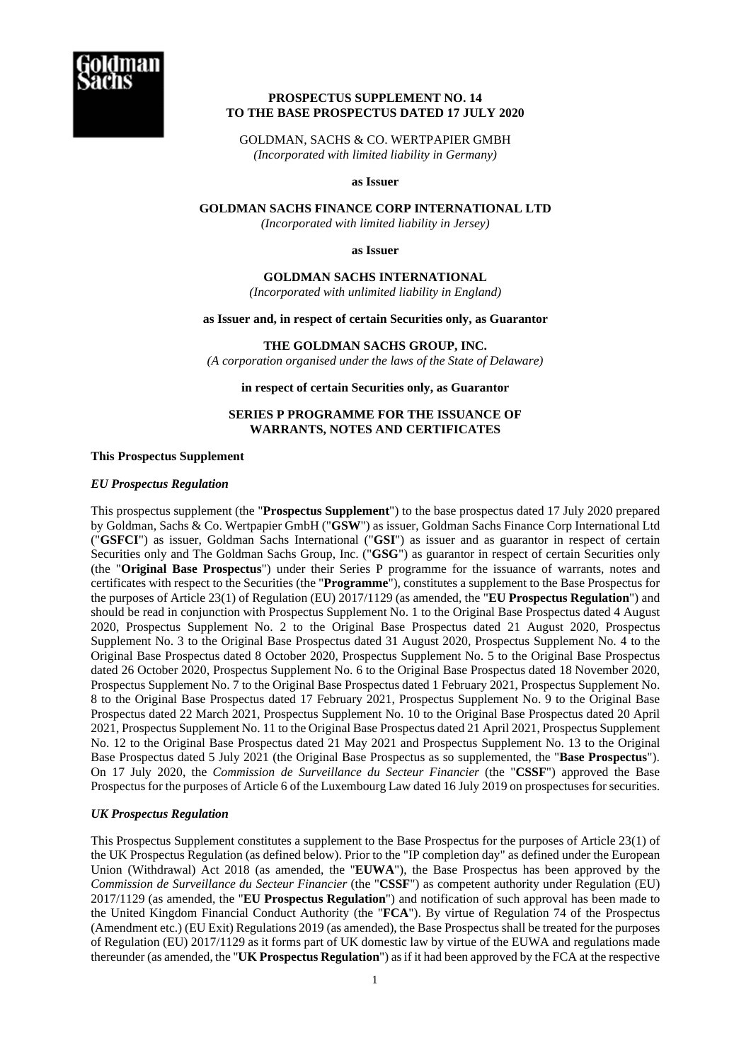**PROSPECTUS SUPPLEMENT NO. 14**
**TO THE BASE PROSPECTUS DATED 17 JULY 2020**

GOLDMAN, SACHS & CO. WERTPAPIER GMBH
*(Incorporated with limited liability in Germany)*

**as Issuer**

**GOLDMAN SACHS FINANCE CORP INTERNATIONAL LTD**
*(Incorporated with limited liability in Jersey)*

**as Issuer**

**GOLDMAN SACHS INTERNATIONAL**
*(Incorporated with unlimited liability in England)*

**as Issuer and, in respect of certain Securities only, as Guarantor**

**THE GOLDMAN SACHS GROUP, INC.**
*(A corporation organised under the laws of the State of Delaware)*

**in respect of certain Securities only, as Guarantor**

**SERIES P PROGRAMME FOR THE ISSUANCE OF WARRANTS, NOTES AND CERTIFICATES**

**This Prospectus Supplement**

***EU Prospectus Regulation***

This prospectus supplement (the "**Prospectus Supplement**") to the base prospectus dated 17 July 2020 prepared by Goldman, Sachs & Co. Wertpapier GmbH ("**GSW**") as issuer, Goldman Sachs Finance Corp International Ltd ("**GSFCI**") as issuer, Goldman Sachs International ("**GSI**") as issuer and as guarantor in respect of certain Securities only and The Goldman Sachs Group, Inc. ("**GSG**") as guarantor in respect of certain Securities only (the "**Original Base Prospectus**") under their Series P programme for the issuance of warrants, notes and certificates with respect to the Securities (the "**Programme**"), constitutes a supplement to the Base Prospectus for the purposes of Article 23(1) of Regulation (EU) 2017/1129 (as amended, the "**EU Prospectus Regulation**") and should be read in conjunction with Prospectus Supplement No. 1 to the Original Base Prospectus dated 4 August 2020, Prospectus Supplement No. 2 to the Original Base Prospectus dated 21 August 2020, Prospectus Supplement No. 3 to the Original Base Prospectus dated 31 August 2020, Prospectus Supplement No. 4 to the Original Base Prospectus dated 8 October 2020, Prospectus Supplement No. 5 to the Original Base Prospectus dated 26 October 2020, Prospectus Supplement No. 6 to the Original Base Prospectus dated 18 November 2020, Prospectus Supplement No. 7 to the Original Base Prospectus dated 1 February 2021, Prospectus Supplement No. 8 to the Original Base Prospectus dated 17 February 2021, Prospectus Supplement No. 9 to the Original Base Prospectus dated 22 March 2021, Prospectus Supplement No. 10 to the Original Base Prospectus dated 20 April 2021, Prospectus Supplement No. 11 to the Original Base Prospectus dated 21 April 2021, Prospectus Supplement No. 12 to the Original Base Prospectus dated 21 May 2021 and Prospectus Supplement No. 13 to the Original Base Prospectus dated 5 July 2021 (the Original Base Prospectus as so supplemented, the "**Base Prospectus**"). On 17 July 2020, the *Commission de Surveillance du Secteur Financier* (the "**CSSF**") approved the Base Prospectus for the purposes of Article 6 of the Luxembourg Law dated 16 July 2019 on prospectuses for securities.

***UK Prospectus Regulation***

This Prospectus Supplement constitutes a supplement to the Base Prospectus for the purposes of Article 23(1) of the UK Prospectus Regulation (as defined below). Prior to the "IP completion day" as defined under the European Union (Withdrawal) Act 2018 (as amended, the "**EUWA**"), the Base Prospectus has been approved by the *Commission de Surveillance du Secteur Financier* (the "**CSSF**") as competent authority under Regulation (EU) 2017/1129 (as amended, the "**EU Prospectus Regulation**") and notification of such approval has been made to the United Kingdom Financial Conduct Authority (the "**FCA**"). By virtue of Regulation 74 of the Prospectus (Amendment etc.) (EU Exit) Regulations 2019 (as amended), the Base Prospectus shall be treated for the purposes of Regulation (EU) 2017/1129 as it forms part of UK domestic law by virtue of the EUWA and regulations made thereunder (as amended, the "**UK Prospectus Regulation**") as if it had been approved by the FCA at the respective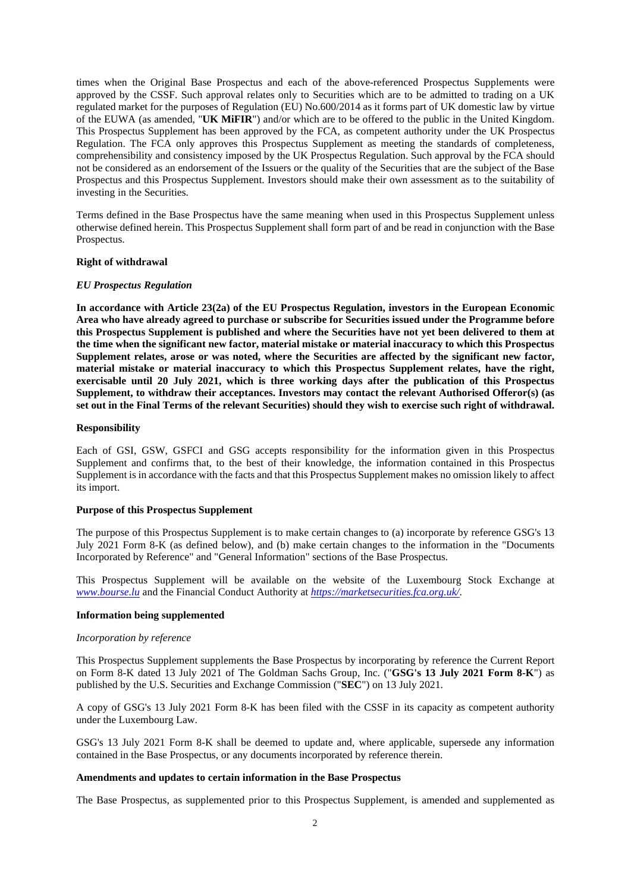times when the Original Base Prospectus and each of the above-referenced Prospectus Supplements were approved by the CSSF. Such approval relates only to Securities which are to be admitted to trading on a UK regulated market for the purposes of Regulation (EU) No.600/2014 as it forms part of UK domestic law by virtue of the EUWA (as amended, "**UK MiFIR**") and/or which are to be offered to the public in the United Kingdom. This Prospectus Supplement has been approved by the FCA, as competent authority under the UK Prospectus Regulation. The FCA only approves this Prospectus Supplement as meeting the standards of completeness, comprehensibility and consistency imposed by the UK Prospectus Regulation. Such approval by the FCA should not be considered as an endorsement of the Issuers or the quality of the Securities that are the subject of the Base Prospectus and this Prospectus Supplement. Investors should make their own assessment as to the suitability of investing in the Securities.

Terms defined in the Base Prospectus have the same meaning when used in this Prospectus Supplement unless otherwise defined herein. This Prospectus Supplement shall form part of and be read in conjunction with the Base Prospectus.

**Right of withdrawal**

*EU Prospectus Regulation*

**In accordance with Article 23(2a) of the EU Prospectus Regulation, investors in the European Economic Area who have already agreed to purchase or subscribe for Securities issued under the Programme before this Prospectus Supplement is published and where the Securities have not yet been delivered to them at the time when the significant new factor, material mistake or material inaccuracy to which this Prospectus Supplement relates, arose or was noted, where the Securities are affected by the significant new factor, material mistake or material inaccuracy to which this Prospectus Supplement relates, have the right, exercisable until 20 July 2021, which is three working days after the publication of this Prospectus Supplement, to withdraw their acceptances. Investors may contact the relevant Authorised Offeror(s) (as set out in the Final Terms of the relevant Securities) should they wish to exercise such right of withdrawal.**

**Responsibility**

Each of GSI, GSW, GSFCI and GSG accepts responsibility for the information given in this Prospectus Supplement and confirms that, to the best of their knowledge, the information contained in this Prospectus Supplement is in accordance with the facts and that this Prospectus Supplement makes no omission likely to affect its import.

**Purpose of this Prospectus Supplement**

The purpose of this Prospectus Supplement is to make certain changes to (a) incorporate by reference GSG's 13 July 2021 Form 8-K (as defined below), and (b) make certain changes to the information in the "Documents Incorporated by Reference" and "General Information" sections of the Base Prospectus.

This Prospectus Supplement will be available on the website of the Luxembourg Stock Exchange at *www.bourse.lu* and the Financial Conduct Authority at *https://marketsecurities.fca.org.uk/*.

**Information being supplemented**

*Incorporation by reference*

This Prospectus Supplement supplements the Base Prospectus by incorporating by reference the Current Report on Form 8-K dated 13 July 2021 of The Goldman Sachs Group, Inc. ("**GSG's 13 July 2021 Form 8-K**") as published by the U.S. Securities and Exchange Commission ("**SEC**") on 13 July 2021.

A copy of GSG's 13 July 2021 Form 8-K has been filed with the CSSF in its capacity as competent authority under the Luxembourg Law.

GSG's 13 July 2021 Form 8-K shall be deemed to update and, where applicable, supersede any information contained in the Base Prospectus, or any documents incorporated by reference therein.

**Amendments and updates to certain information in the Base Prospectus**

The Base Prospectus, as supplemented prior to this Prospectus Supplement, is amended and supplemented as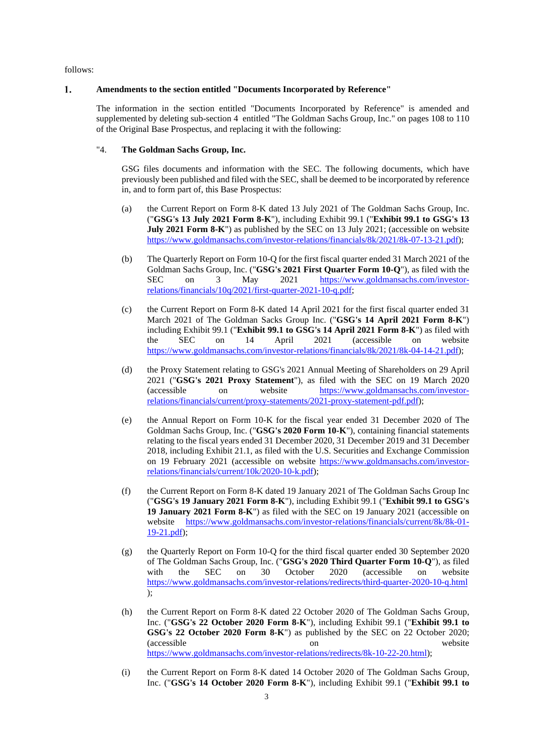follows:

## 1. Amendments to the section entitled "Documents Incorporated by Reference"

The information in the section entitled "Documents Incorporated by Reference" is amended and supplemented by deleting sub-section 4 entitled "The Goldman Sachs Group, Inc." on pages 108 to 110 of the Original Base Prospectus, and replacing it with the following:

"4. **The Goldman Sachs Group, Inc.**

GSG files documents and information with the SEC. The following documents, which have previously been published and filed with the SEC, shall be deemed to be incorporated by reference in, and to form part of, this Base Prospectus:

(a) the Current Report on Form 8-K dated 13 July 2021 of The Goldman Sachs Group, Inc. ("**GSG's 13 July 2021 Form 8-K**"), including Exhibit 99.1 ("**Exhibit 99.1 to GSG's 13 July 2021 Form 8-K**") as published by the SEC on 13 July 2021; (accessible on website https://www.goldmansachs.com/investor-relations/financials/8k/2021/8k-07-13-21.pdf);

(b) The Quarterly Report on Form 10-Q for the first fiscal quarter ended 31 March 2021 of the Goldman Sachs Group, Inc. ("**GSG's 2021 First Quarter Form 10-Q**"), as filed with the SEC on 3 May 2021 https://www.goldmansachs.com/investor-relations/financials/10q/2021/first-quarter-2021-10-q.pdf;

(c) the Current Report on Form 8-K dated 14 April 2021 for the first fiscal quarter ended 31 March 2021 of The Goldman Sacks Group Inc. ("**GSG's 14 April 2021 Form 8-K**") including Exhibit 99.1 ("**Exhibit 99.1 to GSG's 14 April 2021 Form 8-K**") as filed with the SEC on 14 April 2021 (accessible on website https://www.goldmansachs.com/investor-relations/financials/8k/2021/8k-04-14-21.pdf);

(d) the Proxy Statement relating to GSG's 2021 Annual Meeting of Shareholders on 29 April 2021 ("**GSG's 2021 Proxy Statement**"), as filed with the SEC on 19 March 2020 (accessible on website https://www.goldmansachs.com/investor-relations/financials/current/proxy-statements/2021-proxy-statement-pdf.pdf);

(e) the Annual Report on Form 10-K for the fiscal year ended 31 December 2020 of The Goldman Sachs Group, Inc. ("**GSG's 2020 Form 10-K**"), containing financial statements relating to the fiscal years ended 31 December 2020, 31 December 2019 and 31 December 2018, including Exhibit 21.1, as filed with the U.S. Securities and Exchange Commission on 19 February 2021 (accessible on website https://www.goldmansachs.com/investor-relations/financials/current/10k/2020-10-k.pdf);

(f) the Current Report on Form 8-K dated 19 January 2021 of The Goldman Sachs Group Inc ("**GSG's 19 January 2021 Form 8-K**"), including Exhibit 99.1 ("**Exhibit 99.1 to GSG's 19 January 2021 Form 8-K**") as filed with the SEC on 19 January 2021 (accessible on website https://www.goldmansachs.com/investor-relations/financials/current/8k/8k-01-19-21.pdf);

(g) the Quarterly Report on Form 10-Q for the third fiscal quarter ended 30 September 2020 of The Goldman Sachs Group, Inc. ("**GSG's 2020 Third Quarter Form 10-Q**"), as filed with the SEC on 30 October 2020 (accessible on website https://www.goldmansachs.com/investor-relations/redirects/third-quarter-2020-10-q.html );

(h) the Current Report on Form 8-K dated 22 October 2020 of The Goldman Sachs Group, Inc. ("**GSG's 22 October 2020 Form 8-K**"), including Exhibit 99.1 ("**Exhibit 99.1 to GSG's 22 October 2020 Form 8-K**") as published by the SEC on 22 October 2020; (accessible on website https://www.goldmansachs.com/investor-relations/redirects/8k-10-22-20.html);

(i) the Current Report on Form 8-K dated 14 October 2020 of The Goldman Sachs Group, Inc. ("**GSG's 14 October 2020 Form 8-K**"), including Exhibit 99.1 ("**Exhibit 99.1 to**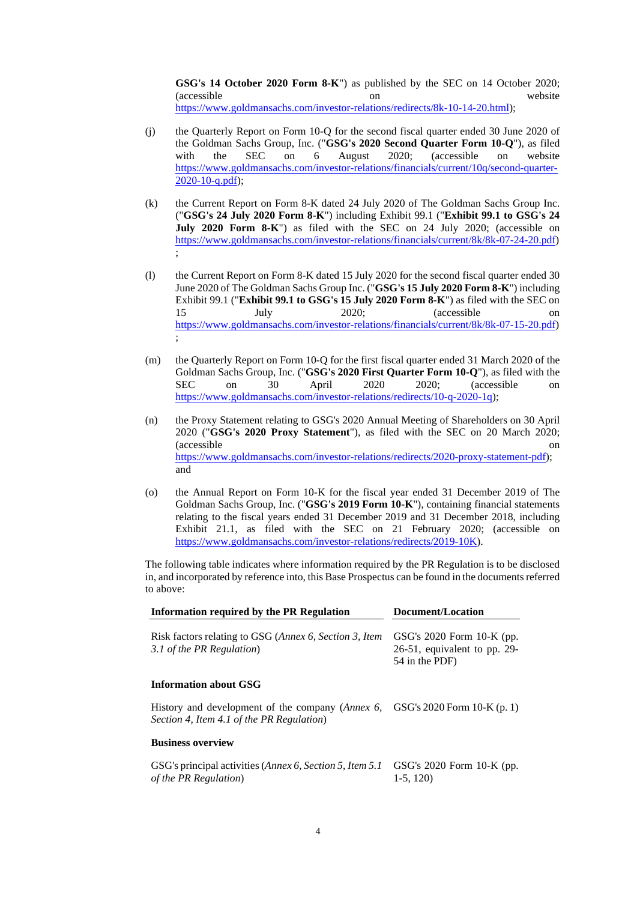**GSG's 14 October 2020 Form 8-K**") as published by the SEC on 14 October 2020; (accessible on website https://www.goldmansachs.com/investor-relations/redirects/8k-10-14-20.html);

(j) the Quarterly Report on Form 10-Q for the second fiscal quarter ended 30 June 2020 of the Goldman Sachs Group, Inc. ("**GSG's 2020 Second Quarter Form 10-Q**"), as filed with the SEC on 6 August 2020; (accessible on website https://www.goldmansachs.com/investor-relations/financials/current/10q/second-quarter-2020-10-q.pdf);

(k) the Current Report on Form 8-K dated 24 July 2020 of The Goldman Sachs Group Inc. ("**GSG's 24 July 2020 Form 8-K**") including Exhibit 99.1 ("**Exhibit 99.1 to GSG's 24 July 2020 Form 8-K**") as filed with the SEC on 24 July 2020; (accessible on https://www.goldmansachs.com/investor-relations/financials/current/8k/8k-07-24-20.pdf);

(l) the Current Report on Form 8-K dated 15 July 2020 for the second fiscal quarter ended 30 June 2020 of The Goldman Sachs Group Inc. ("**GSG's 15 July 2020 Form 8-K**") including Exhibit 99.1 ("**Exhibit 99.1 to GSG's 15 July 2020 Form 8-K**") as filed with the SEC on 15 July 2020; (accessible on https://www.goldmansachs.com/investor-relations/financials/current/8k/8k-07-15-20.pdf);

(m) the Quarterly Report on Form 10-Q for the first fiscal quarter ended 31 March 2020 of the Goldman Sachs Group, Inc. ("**GSG's 2020 First Quarter Form 10-Q**"), as filed with the SEC on 30 April 2020 2020; (accessible on https://www.goldmansachs.com/investor-relations/redirects/10-q-2020-1q);

(n) the Proxy Statement relating to GSG's 2020 Annual Meeting of Shareholders on 30 April 2020 ("**GSG's 2020 Proxy Statement**"), as filed with the SEC on 20 March 2020; (accessible on https://www.goldmansachs.com/investor-relations/redirects/2020-proxy-statement-pdf); and

(o) the Annual Report on Form 10-K for the fiscal year ended 31 December 2019 of The Goldman Sachs Group, Inc. ("**GSG's 2019 Form 10-K**"), containing financial statements relating to the fiscal years ended 31 December 2019 and 31 December 2018, including Exhibit 21.1, as filed with the SEC on 21 February 2020; (accessible on https://www.goldmansachs.com/investor-relations/redirects/2019-10K).

The following table indicates where information required by the PR Regulation is to be disclosed in, and incorporated by reference into, this Base Prospectus can be found in the documents referred to above:

| Information required by the PR Regulation | Document/Location |
|---|---|
| Risk factors relating to GSG (*Annex 6, Section 3, Item 3.1 of the PR Regulation*) | GSG's 2020 Form 10-K (pp. 26-51, equivalent to pp. 29-54 in the PDF) |
| **Information about GSG** | |
| History and development of the company (*Annex 6, Section 4, Item 4.1 of the PR Regulation*) | GSG's 2020 Form 10-K (p. 1) |
| **Business overview** | |
| GSG's principal activities (*Annex 6, Section 5, Item 5.1 of the PR Regulation*) | GSG's 2020 Form 10-K (pp. 1-5, 120) |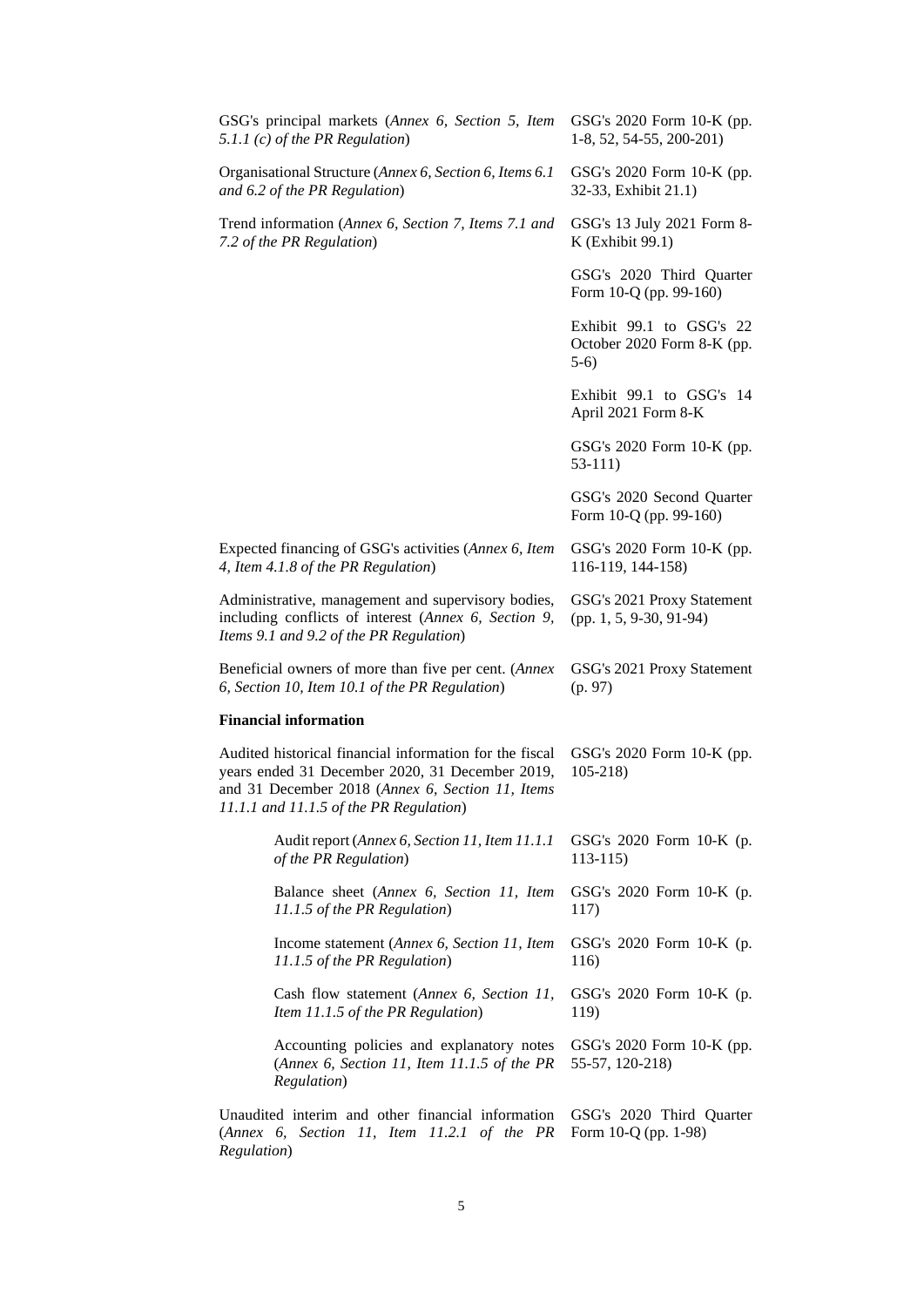| | |
|---|---|
| GSG's principal markets (*Annex 6, Section 5, Item 5.1.1 (c) of the PR Regulation*) | GSG's 2020 Form 10-K (pp. 1-8, 52, 54-55, 200-201) |
| Organisational Structure (*Annex 6, Section 6, Items 6.1 and 6.2 of the PR Regulation*) | GSG's 2020 Form 10-K (pp. 32-33, Exhibit 21.1) |
| Trend information (*Annex 6, Section 7, Items 7.1 and 7.2 of the PR Regulation*) | GSG's 13 July 2021 Form 8-K (Exhibit 99.1) |
| | GSG's 2020 Third Quarter Form 10-Q (pp. 99-160) |
| | Exhibit 99.1 to GSG's 22 October 2020 Form 8-K (pp. 5-6) |
| | Exhibit 99.1 to GSG's 14 April 2021 Form 8-K |
| | GSG's 2020 Form 10-K (pp. 53-111) |
| | GSG's 2020 Second Quarter Form 10-Q (pp. 99-160) |
| Expected financing of GSG's activities (*Annex 6, Item 4, Item 4.1.8 of the PR Regulation*) | GSG's 2020 Form 10-K (pp. 116-119, 144-158) |
| Administrative, management and supervisory bodies, including conflicts of interest (*Annex 6, Section 9, Items 9.1 and 9.2 of the PR Regulation*) | GSG's 2021 Proxy Statement (pp. 1, 5, 9-30, 91-94) |
| Beneficial owners of more than five per cent. (*Annex 6, Section 10, Item 10.1 of the PR Regulation*) | GSG's 2021 Proxy Statement (p. 97) |
| **Financial information** | |
| Audited historical financial information for the fiscal years ended 31 December 2020, 31 December 2019, and 31 December 2018 (*Annex 6, Section 11, Items 11.1.1 and 11.1.5 of the PR Regulation*) | GSG's 2020 Form 10-K (pp. 105-218) |
| Audit report (*Annex 6, Section 11, Item 11.1.1 of the PR Regulation*) | GSG's 2020 Form 10-K (p. 113-115) |
| Balance sheet (*Annex 6, Section 11, Item 11.1.5 of the PR Regulation*) | GSG's 2020 Form 10-K (p. 117) |
| Income statement (*Annex 6, Section 11, Item 11.1.5 of the PR Regulation*) | GSG's 2020 Form 10-K (p. 116) |
| Cash flow statement (*Annex 6, Section 11, Item 11.1.5 of the PR Regulation*) | GSG's 2020 Form 10-K (p. 119) |
| Accounting policies and explanatory notes (*Annex 6, Section 11, Item 11.1.5 of the PR Regulation*) | GSG's 2020 Form 10-K (pp. 55-57, 120-218) |
| Unaudited interim and other financial information (*Annex 6, Section 11, Item 11.2.1 of the PR Regulation*) | GSG's 2020 Third Quarter Form 10-Q (pp. 1-98) |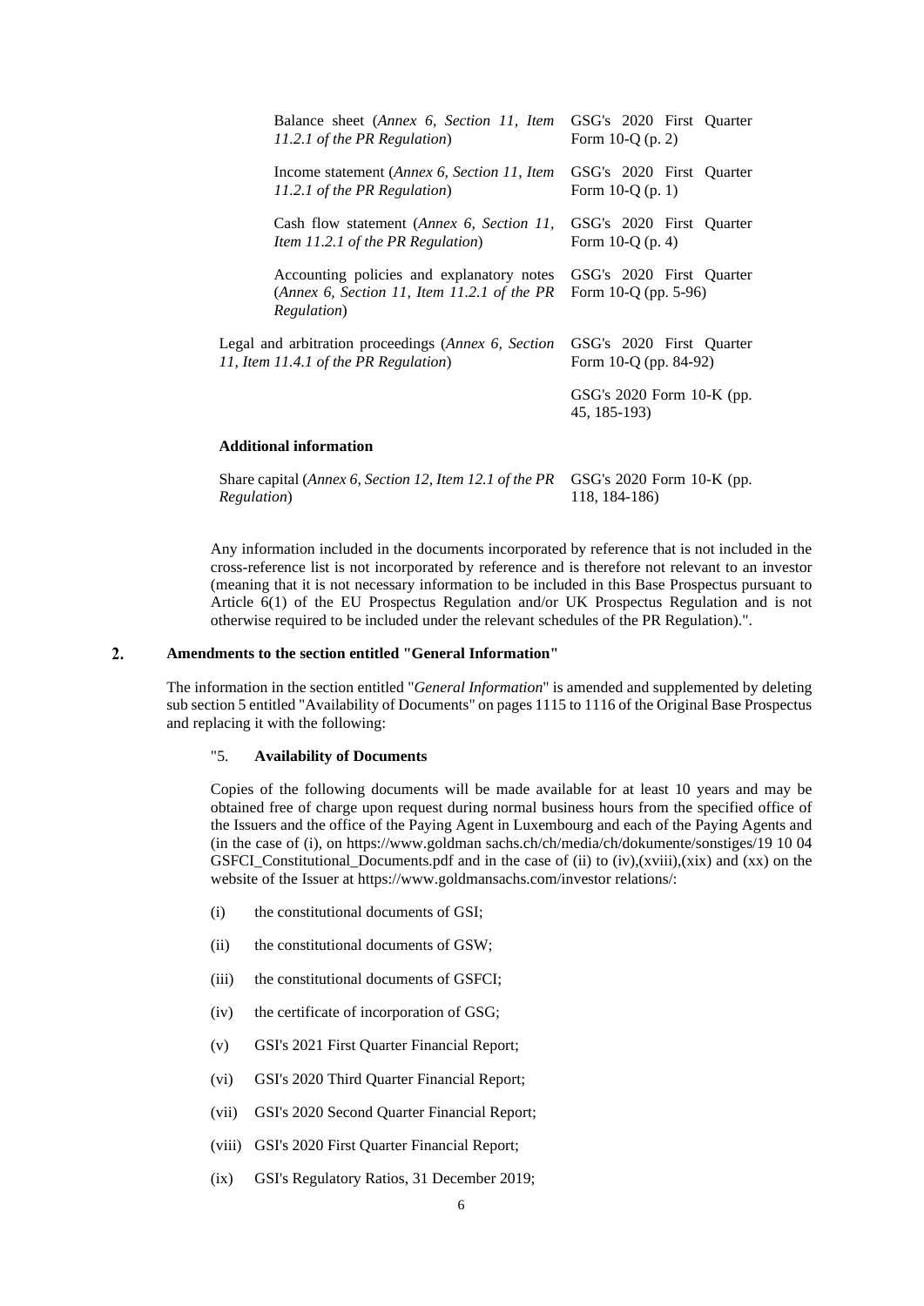| | |
|---|---|
| Balance sheet (*Annex 6, Section 11, Item 11.2.1 of the PR Regulation*) | GSG's 2020 First Quarter Form 10-Q (p. 2) |
| Income statement (*Annex 6, Section 11, Item 11.2.1 of the PR Regulation*) | GSG's 2020 First Quarter Form 10-Q (p. 1) |
| Cash flow statement (*Annex 6, Section 11, Item 11.2.1 of the PR Regulation*) | GSG's 2020 First Quarter Form 10-Q (p. 4) |
| Accounting policies and explanatory notes (*Annex 6, Section 11, Item 11.2.1 of the PR Regulation*) | GSG's 2020 First Quarter Form 10-Q (pp. 5-96) |
| Legal and arbitration proceedings (*Annex 6, Section 11, Item 11.4.1 of the PR Regulation*) | GSG's 2020 First Quarter Form 10-Q (pp. 84-92) |
| | GSG's 2020 Form 10-K (pp. 45, 185-193) |

**Additional information**

| | |
|---|---|
| Share capital (*Annex 6, Section 12, Item 12.1 of the PR Regulation*) | GSG's 2020 Form 10-K (pp. 118, 184-186) |

Any information included in the documents incorporated by reference that is not included in the cross-reference list is not incorporated by reference and is therefore not relevant to an investor (meaning that it is not necessary information to be included in this Base Prospectus pursuant to Article 6(1) of the EU Prospectus Regulation and/or UK Prospectus Regulation and is not otherwise required to be included under the relevant schedules of the PR Regulation).".

## 2. Amendments to the section entitled "General Information"

The information in the section entitled "*General Information*" is amended and supplemented by deleting sub section 5 entitled "Availability of Documents" on pages 1115 to 1116 of the Original Base Prospectus and replacing it with the following:

"5. **Availability of Documents**

Copies of the following documents will be made available for at least 10 years and may be obtained free of charge upon request during normal business hours from the specified office of the Issuers and the office of the Paying Agent in Luxembourg and each of the Paying Agents and (in the case of (i), on https://www.goldman sachs.ch/ch/media/ch/dokumente/sonstiges/19 10 04 GSFCI_Constitutional_Documents.pdf and in the case of (ii) to (iv),(xviii),(xix) and (xx) on the website of the Issuer at https://www.goldmansachs.com/investor relations/:

(i) the constitutional documents of GSI;

(ii) the constitutional documents of GSW;

(iii) the constitutional documents of GSFCI;

(iv) the certificate of incorporation of GSG;

(v) GSI's 2021 First Quarter Financial Report;

(vi) GSI's 2020 Third Quarter Financial Report;

(vii) GSI's 2020 Second Quarter Financial Report;

(viii) GSI's 2020 First Quarter Financial Report;

(ix) GSI's Regulatory Ratios, 31 December 2019;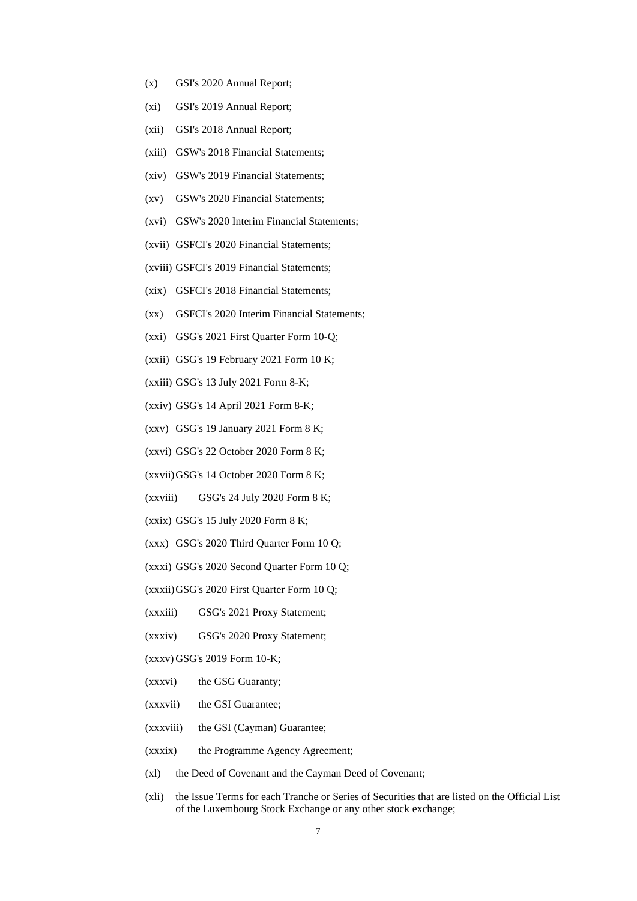(x) GSI's 2020 Annual Report;

(xi) GSI's 2019 Annual Report;

(xii) GSI's 2018 Annual Report;

(xiii) GSW's 2018 Financial Statements;

(xiv) GSW's 2019 Financial Statements;

(xv) GSW's 2020 Financial Statements;

(xvi) GSW's 2020 Interim Financial Statements;

(xvii) GSFCI's 2020 Financial Statements;

(xviii) GSFCI's 2019 Financial Statements;

(xix) GSFCI's 2018 Financial Statements;

(xx) GSFCI's 2020 Interim Financial Statements;

(xxi) GSG's 2021 First Quarter Form 10-Q;

(xxii) GSG's 19 February 2021 Form 10 K;

(xxiii) GSG's 13 July 2021 Form 8-K;

(xxiv) GSG's 14 April 2021 Form 8-K;

(xxv) GSG's 19 January 2021 Form 8 K;

(xxvi) GSG's 22 October 2020 Form 8 K;

(xxvii) GSG's 14 October 2020 Form 8 K;

(xxviii) GSG's 24 July 2020 Form 8 K;

(xxix) GSG's 15 July 2020 Form 8 K;

(xxx) GSG's 2020 Third Quarter Form 10 Q;

(xxxi) GSG's 2020 Second Quarter Form 10 Q;

(xxxii) GSG's 2020 First Quarter Form 10 Q;

(xxxiii) GSG's 2021 Proxy Statement;

(xxxiv) GSG's 2020 Proxy Statement;

(xxxv) GSG's 2019 Form 10-K;

(xxxvi) the GSG Guaranty;

(xxxvii) the GSI Guarantee;

(xxxviii) the GSI (Cayman) Guarantee;

(xxxix) the Programme Agency Agreement;

(xl) the Deed of Covenant and the Cayman Deed of Covenant;

(xli) the Issue Terms for each Tranche or Series of Securities that are listed on the Official List of the Luxembourg Stock Exchange or any other stock exchange;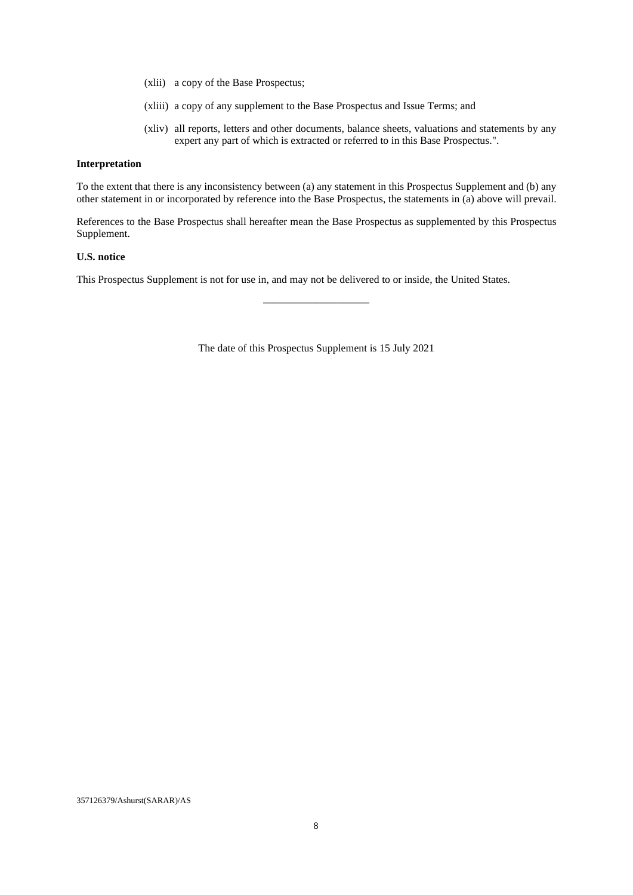(xlii) a copy of the Base Prospectus;

(xliii) a copy of any supplement to the Base Prospectus and Issue Terms; and

(xliv) all reports, letters and other documents, balance sheets, valuations and statements by any expert any part of which is extracted or referred to in this Base Prospectus.".

**Interpretation**

To the extent that there is any inconsistency between (a) any statement in this Prospectus Supplement and (b) any other statement in or incorporated by reference into the Base Prospectus, the statements in (a) above will prevail.

References to the Base Prospectus shall hereafter mean the Base Prospectus as supplemented by this Prospectus Supplement.

**U.S. notice**

This Prospectus Supplement is not for use in, and may not be delivered to or inside, the United States.

---

The date of this Prospectus Supplement is 15 July 2021

357126379/Ashurst(SARAR)/AS